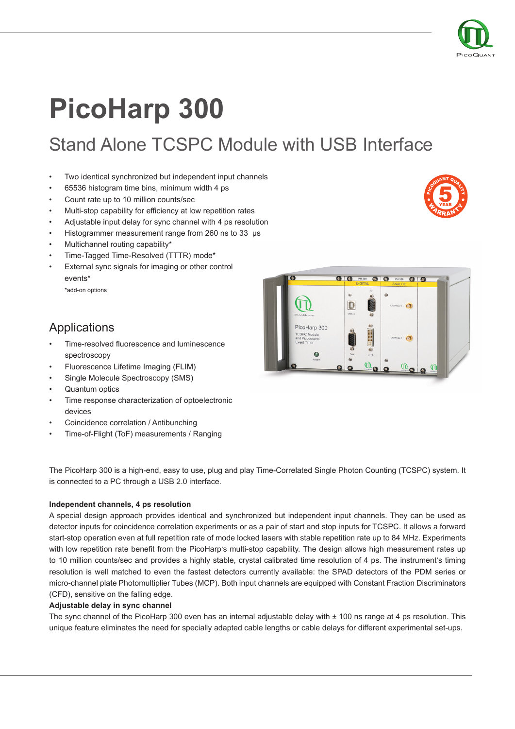# PicoHarp 300

## Stand Alone TCSPC Module with USB Interface

- Two identical synchronized but independent input channels
- 65536 histogram time bins, minimum width 4 ps
- Count rate up to 10 million counts/sec
- Multi-stop capability for efficiency at low repetition rates
- Adjustable input delay for sync channel with 4 ps resolution
- Histogrammer measurement range from 260 ns to 33 µs
- Multichannel routing capability*
- Time-Tagged Time-Resolved (TTTR) mode*
- External sync signals for imaging or other control events*

*add-on options

## Applications

- Time-resolved fluorescence and luminescence spectroscopy
- Fluorescence Lifetime Imaging (FLIM)
- Single Molecule Spectroscopy (SMS)
- Quantum optics
- Time response characterization of optoelectronic devices
- Coincidence correlation / Antibunching
- Time-of-Flight (ToF) measurements / Ranging

The PicoHarp 300 is a high-end, easy to use, plug and play Time-Correlated Single Photon Counting (TCSPC) system. It is connected to a PC through a USB 2.0 interface.

**Independent channels, 4 ps resolution**

A special design approach provides identical and synchronized but independent input channels. They can be used as detector inputs for coincidence correlation experiments or as a pair of start and stop inputs for TCSPC. It allows a forward start-stop operation even at full repetition rate of mode locked lasers with stable repetition rate up to 84 MHz. Experiments with low repetition rate benefit from the PicoHarp's multi-stop capability. The design allows high measurement rates up to 10 million counts/sec and provides a highly stable, crystal calibrated time resolution of 4 ps. The instrument's timing resolution is well matched to even the fastest detectors currently available: the SPAD detectors of the PDM series or micro-channel plate Photomultiplier Tubes (MCP). Both input channels are equipped with Constant Fraction Discriminators (CFD), sensitive on the falling edge.

**Adjustable delay in sync channel**

The sync channel of the PicoHarp 300 even has an internal adjustable delay with ± 100 ns range at 4 ps resolution. This unique feature eliminates the need for specially adapted cable lengths or cable delays for different experimental set-ups.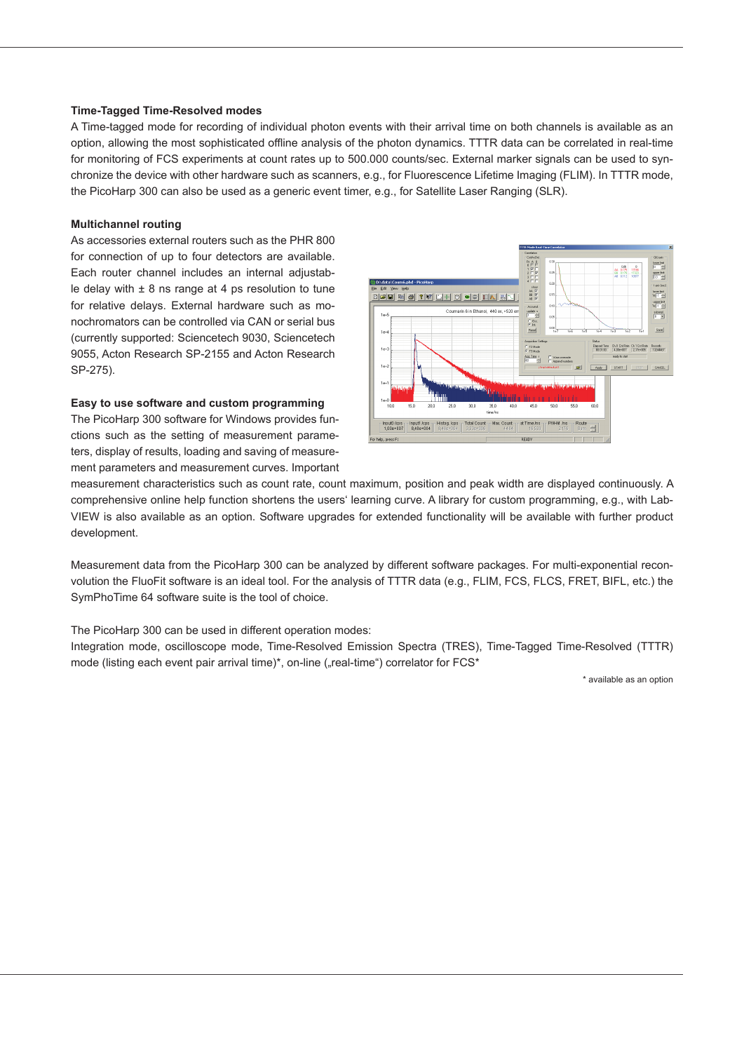### Time-Tagged Time-Resolved modes

A Time-tagged mode for recording of individual photon events with their arrival time on both channels is available as an option, allowing the most sophisticated offline analysis of the photon dynamics. TTTR data can be correlated in real-time for monitoring of FCS experiments at count rates up to 500.000 counts/sec. External marker signals can be used to synchronize the device with other hardware such as scanners, e.g., for Fluorescence Lifetime Imaging (FLIM). In TTTR mode, the PicoHarp 300 can also be used as a generic event timer, e.g., for Satellite Laser Ranging (SLR).

### Multichannel routing

As accessories external routers such as the PHR 800 for connection of up to four detectors are available. Each router channel includes an internal adjustable delay with ± 8 ns range at 4 ps resolution to tune for relative delays. External hardware such as monochromators can be controlled via CAN or serial bus (currently supported: Sciencetech 9030, Sciencetech 9055, Acton Research SP-2155 and Acton Research SP-275).

### Easy to use software and custom programming

The PicoHarp 300 software for Windows provides functions such as the setting of measurement parameters, display of results, loading and saving of measurement parameters and measurement curves. Important measurement characteristics such as count rate, count maximum, position and peak width are displayed continuously. A comprehensive online help function shortens the users' learning curve. A library for custom programming, e.g., with LabVIEW is also available as an option. Software upgrades for extended functionality will be available with further product development.

Measurement data from the PicoHarp 300 can be analyzed by different software packages. For multi-exponential reconvolution the FluoFit software is an ideal tool. For the analysis of TTTR data (e.g., FLIM, FCS, FLCS, FRET, BIFL, etc.) the SymPhoTime 64 software suite is the tool of choice.

The PicoHarp 300 can be used in different operation modes:

Integration mode, oscilloscope mode, Time-Resolved Emission Spectra (TRES), Time-Tagged Time-Resolved (TTTR) mode (listing each event pair arrival time)*, on-line („real-time") correlator for FCS*

\* available as an option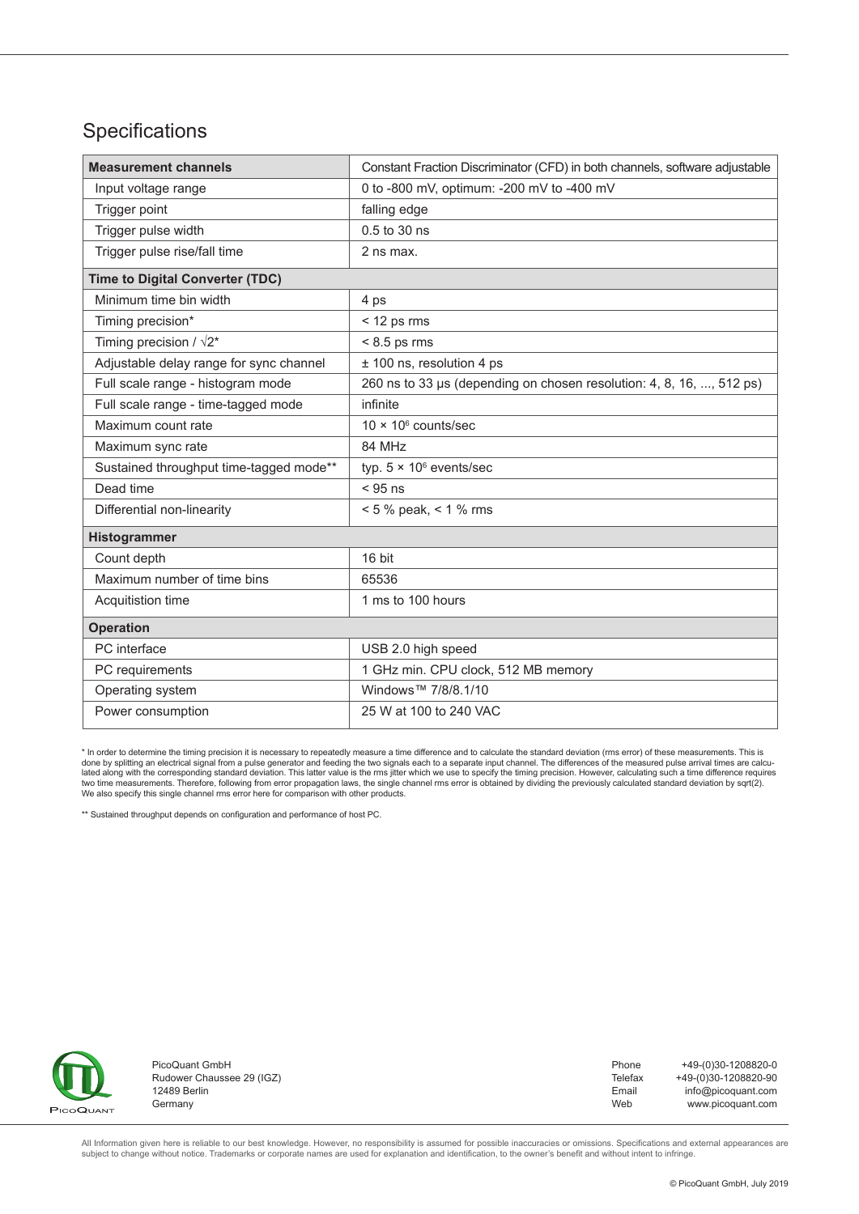## Specifications

| | |
|---|---|
| **Measurement channels** | Constant Fraction Discriminator (CFD) in both channels, software adjustable |
| Input voltage range | 0 to -800 mV, optimum: -200 mV to -400 mV |
| Trigger point | falling edge |
| Trigger pulse width | 0.5 to 30 ns |
| Trigger pulse rise/fall time | 2 ns max. |
| **Time to Digital Converter (TDC)** | |
| Minimum time bin width | 4 ps |
| Timing precision* | < 12 ps rms |
| Timing precision / √2* | < 8.5 ps rms |
| Adjustable delay range for sync channel | ± 100 ns, resolution 4 ps |
| Full scale range - histogram mode | 260 ns to 33 µs (depending on chosen resolution: 4, 8, 16, ..., 512 ps) |
| Full scale range - time-tagged mode | infinite |
| Maximum count rate | $10 \times 10^6$ counts/sec |
| Maximum sync rate | 84 MHz |
| Sustained throughput time-tagged mode** | typ. $5 \times 10^6$ events/sec |
| Dead time | < 95 ns |
| Differential non-linearity | < 5 % peak, < 1 % rms |
| **Histogrammer** | |
| Count depth | 16 bit |
| Maximum number of time bins | 65536 |
| Acquitistion time | 1 ms to 100 hours |
| **Operation** | |
| PC interface | USB 2.0 high speed |
| PC requirements | 1 GHz min. CPU clock, 512 MB memory |
| Operating system | Windows™ 7/8/8.1/10 |
| Power consumption | 25 W at 100 to 240 VAC |

* In order to determine the timing precision it is necessary to repeatedly measure a time difference and to calculate the standard deviation (rms error) of these measurements. This is done by splitting an electrical signal from a pulse generator and feeding the two signals each to a separate input channel. The differences of the measured pulse arrival times are calculated along with the corresponding standard deviation. This latter value is the rms jitter which we use to specify the timing precision. However, calculating such a time difference requires two time measurements. Therefore, following from error propagation laws, the single channel rms error is obtained by dividing the previously calculated standard deviation by sqrt(2). We also specify this single channel rms error here for comparison with other products.

** Sustained throughput depends on configuration and performance of host PC.

PicoQuant GmbH
Rudower Chaussee 29 (IGZ)
12489 Berlin
Germany

Phone +49-(0)30-1208820-0
Telefax +49-(0)30-1208820-90
Email info@picoquant.com
Web www.picoquant.com

All Information given here is reliable to our best knowledge. However, no responsibility is assumed for possible inaccuracies or omissions. Specifications and external appearances are subject to change without notice. Trademarks or corporate names are used for explanation and identification, to the owner's benefit and without intent to infringe.

© PicoQuant GmbH, July 2019